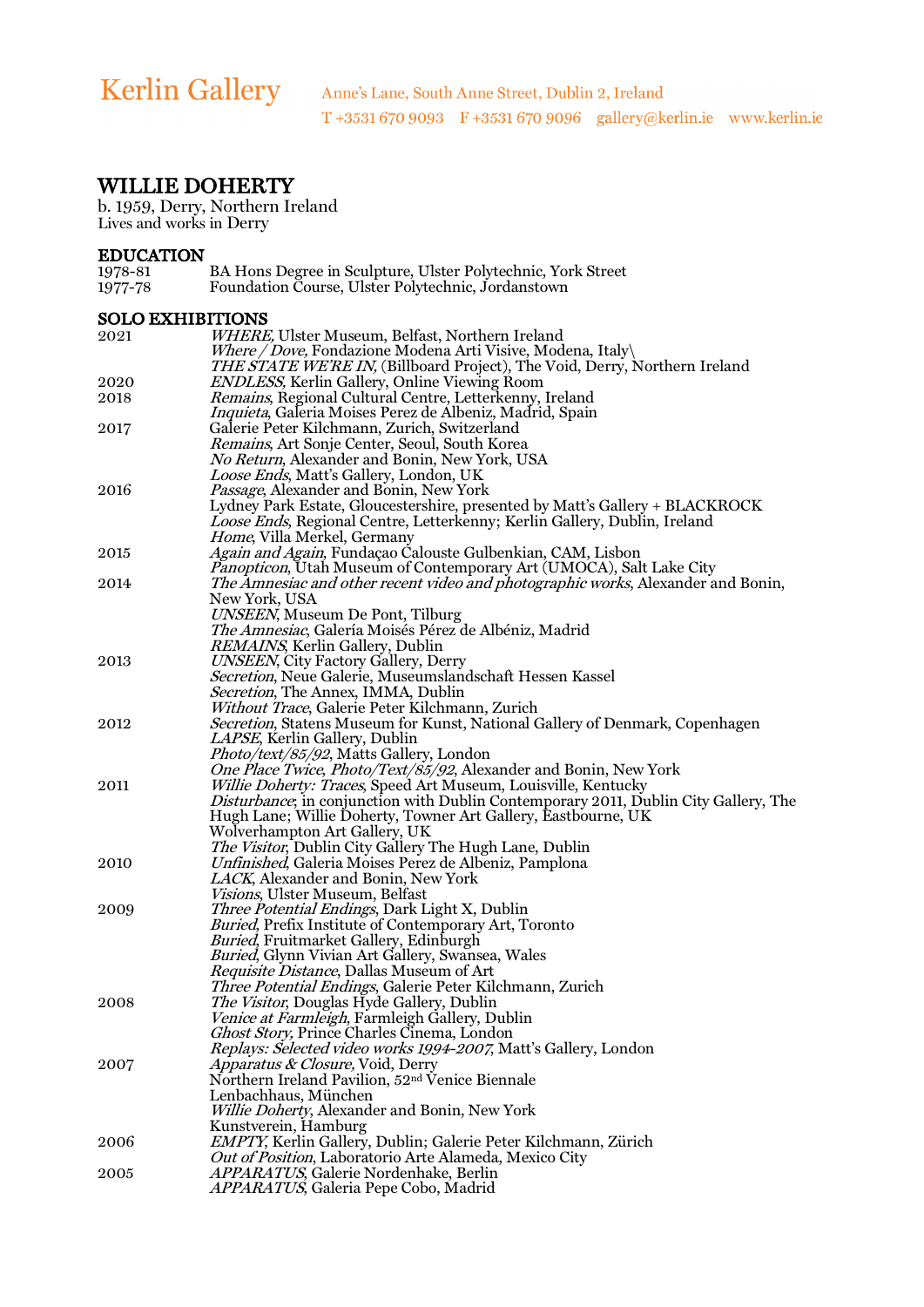Kerlin Gallery Anne's Lane, South Anne Street, Dublin 2, Ireland
T +3531 670 9093 F +3531 670 9096 gallery@kerlin.ie www.kerlin.ie

# WILLIE DOHERTY

b. 1959, Derry, Northern Ireland
Lives and works in Derry

## EDUCATION

| | |
|---|---|
| 1978-81 | BA Hons Degree in Sculpture, Ulster Polytechnic, York Street |
| 1977-78 | Foundation Course, Ulster Polytechnic, Jordanstown |

## SOLO EXHIBITIONS

| | |
|---|---|
| 2021 | *WHERE*, Ulster Museum, Belfast, Northern Ireland |
| | *Where / Dove,* Fondazione Modena Arti Visive, Modena, Italy\ |
| | *THE STATE WE'RE IN,* (Billboard Project), The Void, Derry, Northern Ireland |
| 2020 | *ENDLESS*, Kerlin Gallery, Online Viewing Room |
| 2018 | *Remains*, Regional Cultural Centre, Letterkenny, Ireland |
| | *Inquieta*, Galeria Moises Perez de Albeniz, Madrid, Spain |
| 2017 | Galerie Peter Kilchmann, Zurich, Switzerland |
| | *Remains*, Art Sonje Center, Seoul, South Korea |
| | *No Return*, Alexander and Bonin, New York, USA |
| | *Loose Ends*, Matt's Gallery, London, UK |
| 2016 | *Passage*, Alexander and Bonin, New York |
| | Lydney Park Estate, Gloucestershire, presented by Matt's Gallery + BLACKROCK |
| | *Loose Ends*, Regional Centre, Letterkenny; Kerlin Gallery, Dublin, Ireland |
| | *Home*, Villa Merkel, Germany |
| 2015 | *Again and Again*, Fundaçao Calouste Gulbenkian, CAM, Lisbon |
| | *Panopticon*, Utah Museum of Contemporary Art (UMOCA), Salt Lake City |
| 2014 | *The Amnesiac and other recent video and photographic works*, Alexander and Bonin, New York, USA |
| | *UNSEEN*, Museum De Pont, Tilburg |
| | *The Amnesiac*, Galería Moisés Pérez de Albéniz, Madrid |
| | *REMAINS*, Kerlin Gallery, Dublin |
| 2013 | *UNSEEN*, City Factory Gallery, Derry |
| | *Secretion*, Neue Galerie, Museumslandschaft Hessen Kassel |
| | *Secretion*, The Annex, IMMA, Dublin |
| | *Without Trace*, Galerie Peter Kilchmann, Zurich |
| 2012 | *Secretion*, Statens Museum for Kunst, National Gallery of Denmark, Copenhagen |
| | *LAPSE*, Kerlin Gallery, Dublin |
| | *Photo/text/85/92*, Matts Gallery, London |
| | *One Place Twice*, *Photo/Text/85/92*, Alexander and Bonin, New York |
| 2011 | *Willie Doherty: Traces*, Speed Art Museum, Louisville, Kentucky |
| | *Disturbance*, in conjunction with Dublin Contemporary 2011, Dublin City Gallery, The Hugh Lane; Willie Doherty, Towner Art Gallery, Eastbourne, UK |
| | Wolverhampton Art Gallery, UK |
| | *The Visitor*, Dublin City Gallery The Hugh Lane, Dublin |
| 2010 | *Unfinished*, Galeria Moises Perez de Albeniz, Pamplona |
| | *LACK*, Alexander and Bonin, New York |
| | *Visions*, Ulster Museum, Belfast |
| 2009 | *Three Potential Endings*, Dark Light X, Dublin |
| | *Buried*, Prefix Institute of Contemporary Art, Toronto |
| | *Buried*, Fruitmarket Gallery, Edinburgh |
| | *Buried*, Glynn Vivian Art Gallery, Swansea, Wales |
| | *Requisite Distance*, Dallas Museum of Art |
| | *Three Potential Endings*, Galerie Peter Kilchmann, Zurich |
| 2008 | *The Visitor*, Douglas Hyde Gallery, Dublin |
| | *Venice at Farmleigh*, Farmleigh Gallery, Dublin |
| | *Ghost Story,* Prince Charles Cinema, London |
| | *Replays: Selected video works 1994-2007,* Matt's Gallery, London |
| 2007 | *Apparatus & Closure,* Void, Derry |
| | Northern Ireland Pavilion, 52nd Venice Biennale |
| | Lenbachhaus, München |
| | *Willie Doherty*, Alexander and Bonin, New York |
| | Kunstverein, Hamburg |
| 2006 | *EMPTY*, Kerlin Gallery, Dublin; Galerie Peter Kilchmann, Zürich |
| | *Out of Position*, Laboratorio Arte Alameda, Mexico City |
| 2005 | *APPARATUS*, Galerie Nordenhake, Berlin |
| | *APPARATUS*, Galeria Pepe Cobo, Madrid |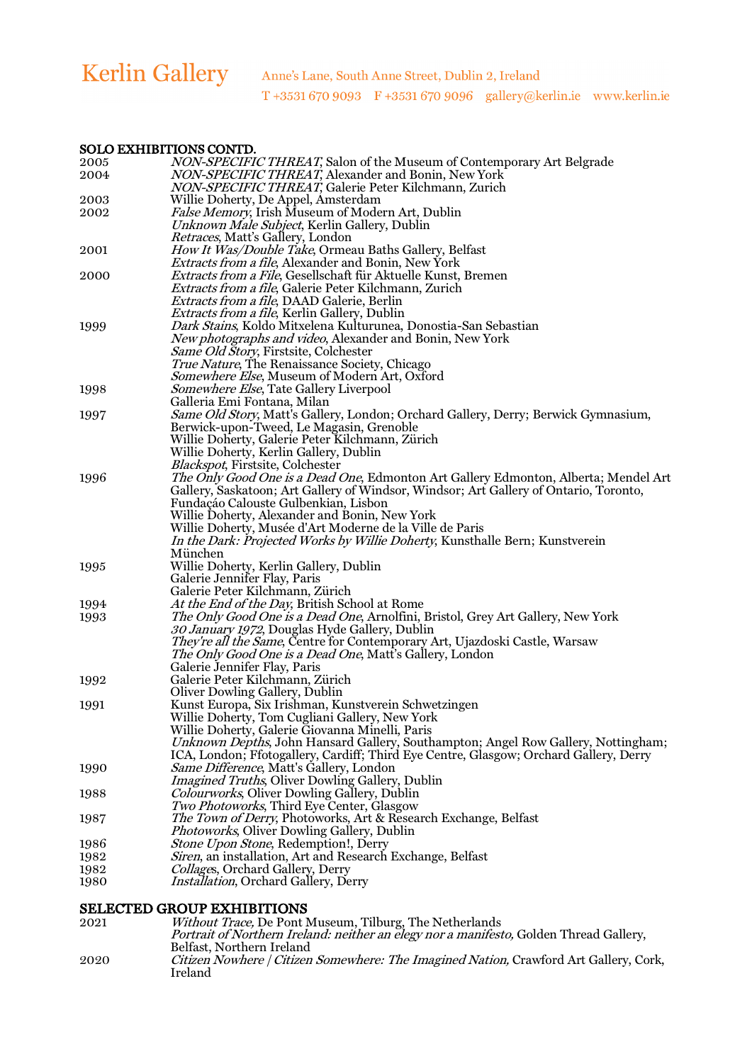**SOLO EXHIBITIONS CONTD.**

2005 *NON-SPECIFIC THREAT*, Salon of the Museum of Contemporary Art Belgrade

2004 *NON-SPECIFIC THREAT*, Alexander and Bonin, New York
*NON-SPECIFIC THREAT*, Galerie Peter Kilchmann, Zurich

2003 Willie Doherty, De Appel, Amsterdam

2002 *False Memory*, Irish Museum of Modern Art, Dublin
*Unknown Male Subject*, Kerlin Gallery, Dublin
*Retraces*, Matt's Gallery, London

2001 *How It Was/Double Take*, Ormeau Baths Gallery, Belfast
*Extracts from a file*, Alexander and Bonin, New York

2000 *Extracts from a File*, Gesellschaft für Aktuelle Kunst, Bremen
*Extracts from a file*, Galerie Peter Kilchmann, Zurich
*Extracts from a file*, DAAD Galerie, Berlin
*Extracts from a file*, Kerlin Gallery, Dublin

1999 *Dark Stains*, Koldo Mitxelena Kulturunea, Donostia-San Sebastian
*New photographs and video*, Alexander and Bonin, New York
*Same Old Story*, Firstsite, Colchester
*True Nature*, The Renaissance Society, Chicago
*Somewhere Else*, Museum of Modern Art, Oxford

1998 *Somewhere Else*, Tate Gallery Liverpool
Galleria Emi Fontana, Milan

1997 *Same Old Story*, Matt's Gallery, London; Orchard Gallery, Derry; Berwick Gymnasium, Berwick-upon-Tweed, Le Magasin, Grenoble
Willie Doherty, Galerie Peter Kilchmann, Zürich
Willie Doherty, Kerlin Gallery, Dublin
*Blackspot*, Firstsite, Colchester

1996 *The Only Good One is a Dead One*, Edmonton Art Gallery Edmonton, Alberta; Mendel Art Gallery, Saskatoon; Art Gallery of Windsor, Windsor; Art Gallery of Ontario, Toronto, Fundaçáo Calouste Gulbenkian, Lisbon
Willie Doherty, Alexander and Bonin, New York
Willie Doherty, Musée d'Art Moderne de la Ville de Paris
*In the Dark: Projected Works by Willie Doherty*, Kunsthalle Bern; Kunstverein München

1995 Willie Doherty, Kerlin Gallery, Dublin
Galerie Jennifer Flay, Paris
Galerie Peter Kilchmann, Zürich

1994 *At the End of the Day*, British School at Rome

1993 *The Only Good One is a Dead One*, Arnolfini, Bristol, Grey Art Gallery, New York
*30 January 1972*, Douglas Hyde Gallery, Dublin
*They're all the Same*, Centre for Contemporary Art, Ujazdoski Castle, Warsaw
*The Only Good One is a Dead One*, Matt's Gallery, London
Galerie Jennifer Flay, Paris

1992 Galerie Peter Kilchmann, Zürich
Oliver Dowling Gallery, Dublin

1991 Kunst Europa, Six Irishman, Kunstverein Schwetzingen
Willie Doherty, Tom Cugliani Gallery, New York
Willie Doherty, Galerie Giovanna Minelli, Paris
*Unknown Depths*, John Hansard Gallery, Southampton; Angel Row Gallery, Nottingham; ICA, London; Ffotogallery, Cardiff; Third Eye Centre, Glasgow; Orchard Gallery, Derry

1990 *Same Difference*, Matt's Gallery, London
*Imagined Truths*, Oliver Dowling Gallery, Dublin

1988 *Colourworks*, Oliver Dowling Gallery, Dublin
*Two Photoworks*, Third Eye Center, Glasgow

1987 *The Town of Derry*, Photoworks, Art & Research Exchange, Belfast
*Photoworks*, Oliver Dowling Gallery, Dublin

1986 *Stone Upon Stone*, Redemption!, Derry

1982 *Siren*, an installation, Art and Research Exchange, Belfast

1982 *Collages*, Orchard Gallery, Derry

1980 *Installation*, Orchard Gallery, Derry

**SELECTED GROUP EXHIBITIONS**

2021 *Without Trace,* De Pont Museum, Tilburg, The Netherlands
*Portrait of Northern Ireland: neither an elegy nor a manifesto,* Golden Thread Gallery, Belfast, Northern Ireland

2020 *Citizen Nowhere / Citizen Somewhere: The Imagined Nation,* Crawford Art Gallery, Cork, Ireland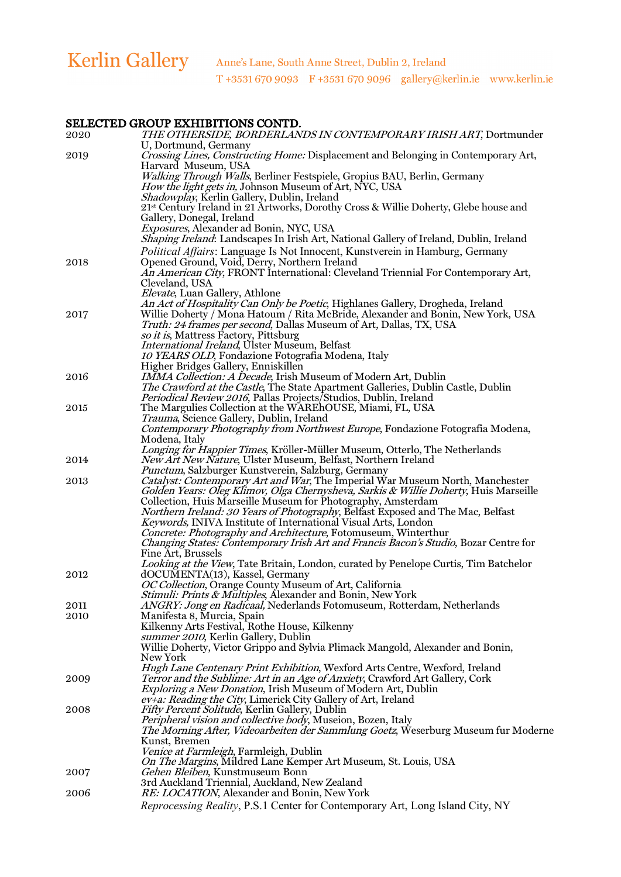## SELECTED GROUP EXHIBITIONS CONTD.

2020 *THE OTHERSIDE, BORDERLANDS IN CONTEMPORARY IRISH ART*, Dortmunder U, Dortmund, Germany

2019 *Crossing Lines, Constructing Home:* Displacement and Belonging in Contemporary Art, Harvard Museum, USA
*Walking Through Walls*, Berliner Festspiele, Gropius BAU, Berlin, Germany
*How the light gets in,* Johnson Museum of Art, NYC, USA
*Shadowplay*, Kerlin Gallery, Dublin, Ireland
21st Century Ireland in 21 Artworks, Dorothy Cross & Willie Doherty, Glebe house and Gallery, Donegal, Ireland
*Exposures*, Alexander ad Bonin, NYC, USA
*Shaping Ireland*: Landscapes In Irish Art, National Gallery of Ireland, Dublin, Ireland
*Political Affairs*: Language Is Not Innocent, Kunstverein in Hamburg, Germany

2018 Opened Ground, Void, Derry, Northern Ireland
*An American City*, FRONT International: Cleveland Triennial For Contemporary Art, Cleveland, USA
*Elevate*, Luan Gallery, Athlone
*An Act of Hospitality Can Only be Poetic*, Highlanes Gallery, Drogheda, Ireland

2017 Willie Doherty / Mona Hatoum / Rita McBride, Alexander and Bonin, New York, USA
*Truth: 24 frames per second*, Dallas Museum of Art, Dallas, TX, USA
*so it is*, Mattress Factory, Pittsburg
*International Ireland*, Ulster Museum, Belfast
*10 YEARS OLD*, Fondazione Fotografia Modena, Italy
Higher Bridges Gallery, Enniskillen

2016 *IMMA Collection: A Decade*, Irish Museum of Modern Art, Dublin
*The Crawford at the Castle*, The State Apartment Galleries, Dublin Castle, Dublin
*Periodical Review 2016*, Pallas Projects/Studios, Dublin, Ireland

2015 The Margulies Collection at the WAREhOUSE, Miami, FL, USA
*Trauma*, Science Gallery, Dublin, Ireland
*Contemporary Photography from Northwest Europe*, Fondazione Fotografia Modena, Modena, Italy
*Longing for Happier Times*, Kröller-Müller Museum, Otterlo, The Netherlands

2014 *New Art New Nature*, Ulster Museum, Belfast, Northern Ireland
*Punctum*, Salzburger Kunstverein, Salzburg, Germany

2013 *Catalyst: Contemporary Art and War*, The Imperial War Museum North, Manchester
*Golden Years: Oleg Klimov, Olga Chernysheva, Sarkis & Willie Doherty*, Huis Marseille Collection, Huis Marseille Museum for Photography, Amsterdam
*Northern Ireland: 30 Years of Photography*, Belfast Exposed and The Mac, Belfast
*Keywords*, INIVA Institute of International Visual Arts, London
*Concrete: Photography and Architecture*, Fotomuseum, Winterthur
*Changing States: Contemporary Irish Art and Francis Bacon's Studio*, Bozar Centre for Fine Art, Brussels
*Looking at the View*, Tate Britain, London, curated by Penelope Curtis, Tim Batchelor

2012 dOCUMENTA(13), Kassel, Germany
*OC Collection*, Orange County Museum of Art, California
*Stimuli: Prints & Multiples*, Alexander and Bonin, New York

2011 *ANGRY: Jong en Radicaal,* Nederlands Fotomuseum, Rotterdam, Netherlands

2010 Manifesta 8, Murcia, Spain
Kilkenny Arts Festival, Rothe House, Kilkenny
*summer 2010*, Kerlin Gallery, Dublin
Willie Doherty, Victor Grippo and Sylvia Plimack Mangold, Alexander and Bonin, New York
*Hugh Lane Centenary Print Exhibition*, Wexford Arts Centre, Wexford, Ireland

2009 *Terror and the Sublime: Art in an Age of Anxiety*, Crawford Art Gallery, Cork
*Exploring a New Donation*, Irish Museum of Modern Art, Dublin
*ev+a: Reading the City*, Limerick City Gallery of Art, Ireland

2008 *Fifty Percent Solitude*, Kerlin Gallery, Dublin
*Peripheral vision and collective body*, Museion, Bozen, Italy
*The Morning After, Videoarbeiten der Sammlung Goetz*, Weserburg Museum fur Moderne Kunst, Bremen
*Venice at Farmleigh*, Farmleigh, Dublin
*On The Margins*, Mildred Lane Kemper Art Museum, St. Louis, USA

2007 *Gehen Bleiben*, Kunstmuseum Bonn
3rd Auckland Triennial, Auckland, New Zealand

2006 *RE: LOCATION*, Alexander and Bonin, New York
*Reprocessing Reality*, P.S.1 Center for Contemporary Art, Long Island City, NY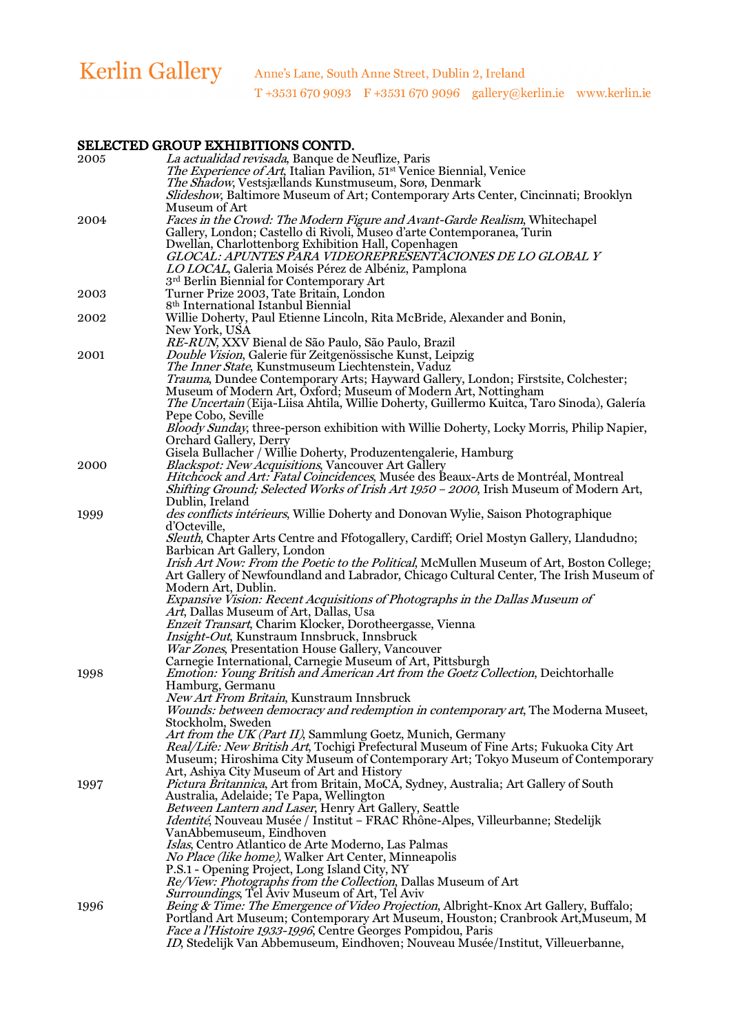## SELECTED GROUP EXHIBITIONS CONTD.

**2005**

*La actualidad revisada*, Banque de Neuflize, Paris
*The Experience of Art*, Italian Pavilion, 51st Venice Biennial, Venice
*The Shadow*, Vestsjællands Kunstmuseum, Sorø, Denmark
*Slideshow*, Baltimore Museum of Art; Contemporary Arts Center, Cincinnati; Brooklyn Museum of Art

**2004**

*Faces in the Crowd: The Modern Figure and Avant-Garde Realism*, Whitechapel Gallery, London; Castello di Rivoli, Museo d'arte Contemporanea, Turin
Dwellan, Charlottenborg Exhibition Hall, Copenhagen
*GLOCAL: APUNTES PARA VIDEOREPRESENTACIONES DE LO GLOBAL Y LO LOCAL*, Galeria Moisés Pérez de Albéniz, Pamplona
3rd Berlin Biennial for Contemporary Art

**2003**

Turner Prize 2003, Tate Britain, London
8th International Istanbul Biennial

**2002**

Willie Doherty, Paul Etienne Lincoln, Rita McBride, Alexander and Bonin, New York, USA
*RE-RUN*, XXV Bienal de São Paulo, São Paulo, Brazil

**2001**

*Double Vision*, Galerie für Zeitgenössische Kunst, Leipzig
*The Inner State*, Kunstmuseum Liechtenstein, Vaduz
*Trauma*, Dundee Contemporary Arts; Hayward Gallery, London; Firstsite, Colchester; Museum of Modern Art, Oxford; Museum of Modern Art, Nottingham
*The Uncertain* (Eija-Liisa Ahtila, Willie Doherty, Guillermo Kuitca, Taro Sinoda), Galería Pepe Cobo, Seville
*Bloody Sunday*, three-person exhibition with Willie Doherty, Locky Morris, Philip Napier, Orchard Gallery, Derry
Gisela Bullacher / Willie Doherty, Produzentengalerie, Hamburg

**2000**

*Blackspot: New Acquisitions*, Vancouver Art Gallery
*Hitchcock and Art: Fatal Coincidences*, Musée des Beaux-Arts de Montréal, Montreal
*Shifting Ground; Selected Works of Irish Art 1950 – 2000*, Irish Museum of Modern Art, Dublin, Ireland

**1999**

*des conflicts intérieurs*, Willie Doherty and Donovan Wylie, Saison Photographique d'Octeville,
*Sleuth*, Chapter Arts Centre and Ffotogallery, Cardiff; Oriel Mostyn Gallery, Llandudno; Barbican Art Gallery, London
*Irish Art Now: From the Poetic to the Political*, McMullen Museum of Art, Boston College; Art Gallery of Newfoundland and Labrador, Chicago Cultural Center, The Irish Museum of Modern Art, Dublin.
*Expansive Vision: Recent Acquisitions of Photographs in the Dallas Museum of Art*, Dallas Museum of Art, Dallas, Usa
*Enzeit Transart*, Charim Klocker, Dorotheergasse, Vienna
*Insight-Out*, Kunstraum Innsbruck, Innsbruck
*War Zones*, Presentation House Gallery, Vancouver
Carnegie International, Carnegie Museum of Art, Pittsburgh

**1998**

*Emotion: Young British and American Art from the Goetz Collection*, Deichtorhalle Hamburg, Germanu
*New Art From Britain*, Kunstraum Innsbruck
*Wounds: between democracy and redemption in contemporary art*, The Moderna Museet, Stockholm, Sweden
*Art from the UK (Part II)*, Sammlung Goetz, Munich, Germany
*Real/Life: New British Art*, Tochigi Prefectural Museum of Fine Arts; Fukuoka City Art Museum; Hiroshima City Museum of Contemporary Art; Tokyo Museum of Contemporary Art, Ashiya City Museum of Art and History

**1997**

*Pictura Britannica*, Art from Britain, MoCA, Sydney, Australia; Art Gallery of South Australia, Adelaide; Te Papa, Wellington
*Between Lantern and Laser*, Henry Art Gallery, Seattle
*Identité*, Nouveau Musée / Institut – FRAC Rhône-Alpes, Villeurbanne; Stedelijk VanAbbemuseum, Eindhoven
*Islas*, Centro Atlantico de Arte Moderno, Las Palmas
*No Place (like home)*, Walker Art Center, Minneapolis
P.S.1 - Opening Project, Long Island City, NY
*Re/View: Photographs from the Collection*, Dallas Museum of Art
*Surroundings*, Tel Aviv Museum of Art, Tel Aviv

**1996**

*Being & Time: The Emergence of Video Projection*, Albright-Knox Art Gallery, Buffalo; Portland Art Museum; Contemporary Art Museum, Houston; Cranbrook Art,Museum, M
*Face a l'Histoire 1933-1996*, Centre Georges Pompidou, Paris
*ID*, Stedelijk Van Abbemuseum, Eindhoven; Nouveau Musée/Institut, Villeuerbanne,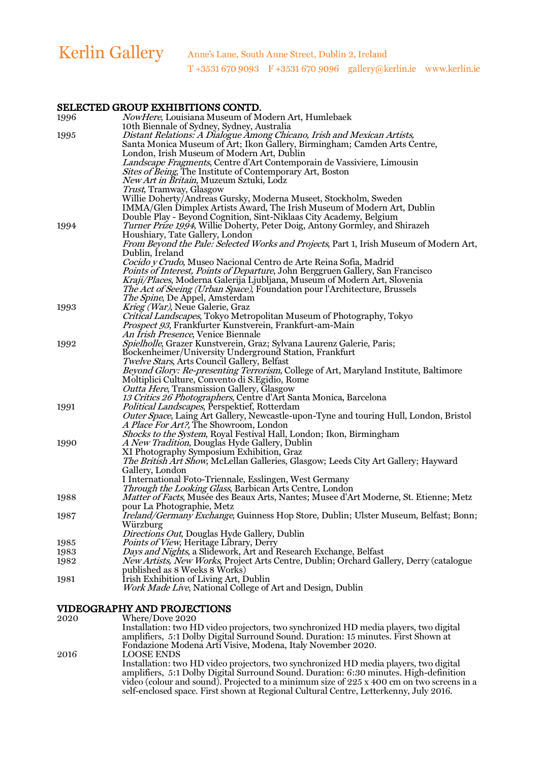## SELECTED GROUP EXHIBITIONS CONTD.

1996
*NowHere*, Louisiana Museum of Modern Art, Humlebaek
10th Biennale of Sydney, Sydney, Australia

1995
*Distant Relations: A Dialogue Among Chicano, Irish and Mexican Artists,* Santa Monica Museum of Art; Ikon Gallery, Birmingham; Camden Arts Centre, London, Irish Museum of Modern Art, Dublin
*Landscape Fragments*, Centre d'Art Contemporain de Vassiviere, Limousin
*Sites of Being*, The Institute of Contemporary Art, Boston
*New Art in Britain*, Muzeum Sztuki, Lodz
*Trust*, Tramway, Glasgow
Willie Doherty/Andreas Gursky, Moderna Museet, Stockholm, Sweden
IMMA/Glen Dimplex Artists Award, The Irish Museum of Modern Art, Dublin
Double Play - Beyond Cognition, Sint-Niklaas City Academy, Belgium

1994
*Turner Prize 1994*, Willie Doherty, Peter Doig, Antony Gormley, and Shirazeh Houshiary, Tate Gallery, London
*From Beyond the Pale: Selected Works and Projects*, Part 1, Irish Museum of Modern Art, Dublin, Ireland
*Cocido y Crudo*, Museo Nacional Centro de Arte Reina Sofia, Madrid
*Points of Interest, Points of Departure*, John Berggruen Gallery, San Francisco
*Kraji/Places*, Moderna Galerija Ljubljana, Museum of Modern Art, Slovenia
*The Act of Seeing (Urban Space)*, Foundation pour l'Architecture, Brussels
*The Spine*, De Appel, Amsterdam

1993
*Krieg (War)*, Neue Galerie, Graz
*Critical Landscapes*, Tokyo Metropolitan Museum of Photography, Tokyo
*Prospect 93*, Frankfurter Kunstverein, Frankfurt-am-Main
*An Irish Presence*, Venice Biennale

1992
*Spielholle*, Grazer Kunstverein, Graz; Sylvana Laurenz Galerie, Paris; Bockenheimer/University Underground Station, Frankfurt
*Twelve Stars*, Arts Council Gallery, Belfast
*Beyond Glory: Re-presenting Terrorism*, College of Art, Maryland Institute, Baltimore
Moltiplici Culture, Convento di S.Egidio, Rome
*Outta Here*, Transmission Gallery, Glasgow
*13 Critics 26 Photographers*, Centre d'Art Santa Monica, Barcelona

1991
*Political Landscapes*, Perspektief, Rotterdam
*Outer Space*, Laing Art Gallery, Newcastle-upon-Tyne and touring Hull, London, Bristol
*A Place For Art?*, The Showroom, London
*Shocks to the System*, Royal Festival Hall, London; Ikon, Birmingham

1990
*A New Tradition*, Douglas Hyde Gallery, Dublin
XI Photography Symposium Exhibition, Graz
*The British Art Show*, McLellan Galleries, Glasgow; Leeds City Art Gallery; Hayward Gallery, London
I International Foto-Triennale, Esslingen, West Germany
*Through the Looking Glass*, Barbican Arts Centre, London

1988
*Matter of Facts*, Musée des Beaux Arts, Nantes; Musee d'Art Moderne, St. Etienne; Metz pour La Photographie, Metz

1987
*Ireland/Germany Exchange*, Guinness Hop Store, Dublin; Ulster Museum, Belfast; Bonn; Würzburg
*Directions Out*, Douglas Hyde Gallery, Dublin

1985
*Points of View*, Heritage Library, Derry

1983
*Days and Nights*, a Slidework, Art and Research Exchange, Belfast

1982
*New Artists, New Works*, Project Arts Centre, Dublin; Orchard Gallery, Derry (catalogue published as 8 Weeks 8 Works)

1981
Irish Exhibition of Living Art, Dublin
*Work Made Live*, National College of Art and Design, Dublin

## VIDEOGRAPHY AND PROJECTIONS

2020
Where/Dove 2020
Installation: two HD video projectors, two synchronized HD media players, two digital amplifiers, 5:1 Dolby Digital Surround Sound. Duration: 15 minutes. First Shown at Fondazione Modena Arti Visive, Modena, Italy November 2020.

2016
LOOSE ENDS
Installation: two HD video projectors, two synchronized HD media players, two digital amplifiers, 5:1 Dolby Digital Surround Sound. Duration: 6:30 minutes. High-definition video (colour and sound). Projected to a minimum size of 225 x 400 cm on two screens in a self-enclosed space. First shown at Regional Cultural Centre, Letterkenny, July 2016.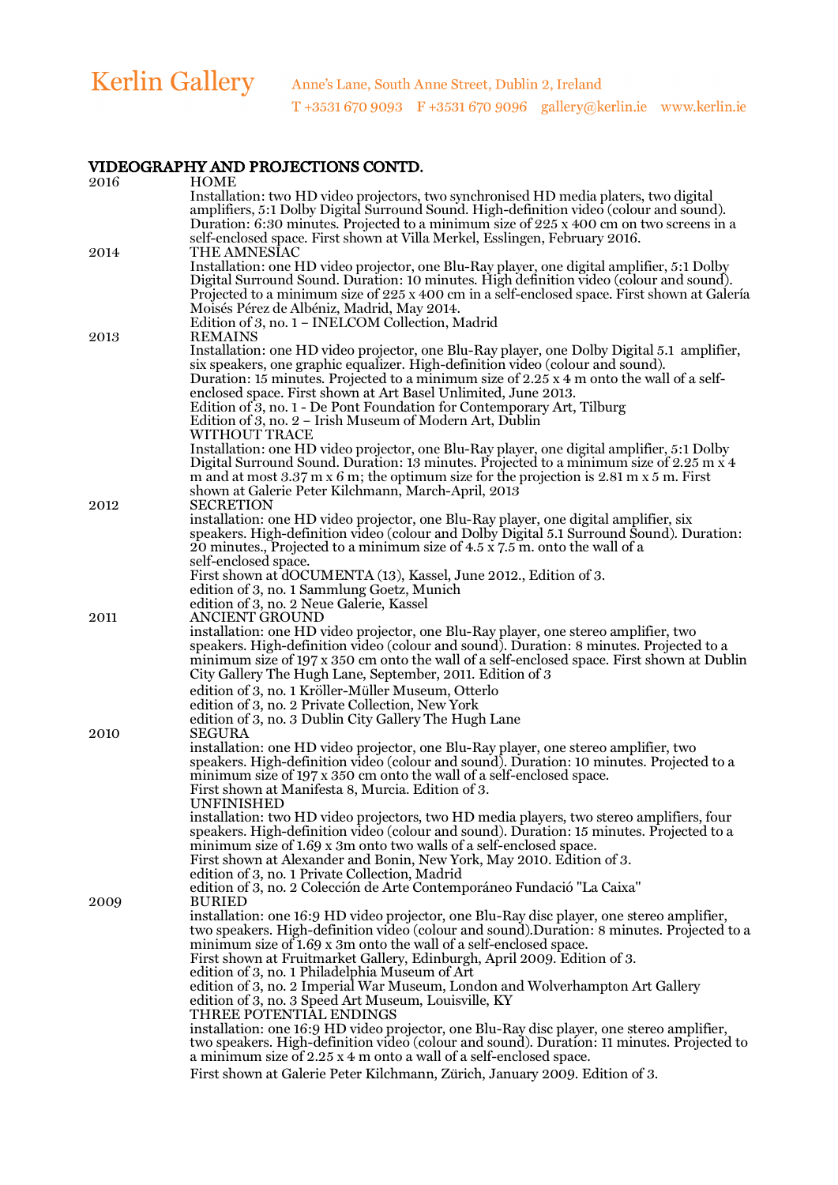## VIDEOGRAPHY AND PROJECTIONS CONTD.

**2016**

HOME
Installation: two HD video projectors, two synchronised HD media platers, two digital amplifiers, 5:1 Dolby Digital Surround Sound. High-definition video (colour and sound). Duration: 6:30 minutes. Projected to a minimum size of 225 x 400 cm on two screens in a self-enclosed space. First shown at Villa Merkel, Esslingen, February 2016.

**2014**

THE AMNESIAC
Installation: one HD video projector, one Blu-Ray player, one digital amplifier, 5:1 Dolby Digital Surround Sound. Duration: 10 minutes. High definition video (colour and sound). Projected to a minimum size of 225 x 400 cm in a self-enclosed space. First shown at Galería Moisés Pérez de Albéniz, Madrid, May 2014.
Edition of 3, no. 1 – INELCOM Collection, Madrid

**2013**

REMAINS
Installation: one HD video projector, one Blu-Ray player, one Dolby Digital 5.1 amplifier, six speakers, one graphic equalizer. High-definition video (colour and sound). Duration: 15 minutes. Projected to a minimum size of 2.25 x 4 m onto the wall of a self-enclosed space. First shown at Art Basel Unlimited, June 2013.
Edition of 3, no. 1 - De Pont Foundation for Contemporary Art, Tilburg
Edition of 3, no. 2 – Irish Museum of Modern Art, Dublin

WITHOUT TRACE
Installation: one HD video projector, one Blu-Ray player, one digital amplifier, 5:1 Dolby Digital Surround Sound. Duration: 13 minutes. Projected to a minimum size of 2.25 m x 4 m and at most 3.37 m x 6 m; the optimum size for the projection is 2.81 m x 5 m. First shown at Galerie Peter Kilchmann, March-April, 2013

**2012**

SECRETION
installation: one HD video projector, one Blu-Ray player, one digital amplifier, six speakers. High-definition video (colour and Dolby Digital 5.1 Surround Sound). Duration: 20 minutes., Projected to a minimum size of 4.5 x 7.5 m. onto the wall of a self-enclosed space.
First shown at dOCUMENTA (13), Kassel, June 2012., Edition of 3.
edition of 3, no. 1 Sammlung Goetz, Munich
edition of 3, no. 2 Neue Galerie, Kassel

**2011**

ANCIENT GROUND
installation: one HD video projector, one Blu-Ray player, one stereo amplifier, two speakers. High-definition video (colour and sound). Duration: 8 minutes. Projected to a minimum size of 197 x 350 cm onto the wall of a self-enclosed space. First shown at Dublin City Gallery The Hugh Lane, September, 2011. Edition of 3
edition of 3, no. 1 Kröller-Müller Museum, Otterlo
edition of 3, no. 2 Private Collection, New York
edition of 3, no. 3 Dublin City Gallery The Hugh Lane

**2010**

SEGURA
installation: one HD video projector, one Blu-Ray player, one stereo amplifier, two speakers. High-definition video (colour and sound). Duration: 10 minutes. Projected to a minimum size of 197 x 350 cm onto the wall of a self-enclosed space.
First shown at Manifesta 8, Murcia. Edition of 3.

UNFINISHED
installation: two HD video projectors, two HD media players, two stereo amplifiers, four speakers. High-definition video (colour and sound). Duration: 15 minutes. Projected to a minimum size of 1.69 x 3m onto two walls of a self-enclosed space.
First shown at Alexander and Bonin, New York, May 2010. Edition of 3.
edition of 3, no. 1 Private Collection, Madrid
edition of 3, no. 2 Colección de Arte Contemporáneo Fundació "La Caixa"

**2009**

BURIED
installation: one 16:9 HD video projector, one Blu-Ray disc player, one stereo amplifier, two speakers. High-definition video (colour and sound).Duration: 8 minutes. Projected to a minimum size of 1.69 x 3m onto the wall of a self-enclosed space.
First shown at Fruitmarket Gallery, Edinburgh, April 2009. Edition of 3.
edition of 3, no. 1 Philadelphia Museum of Art
edition of 3, no. 2 Imperial War Museum, London and Wolverhampton Art Gallery
edition of 3, no. 3 Speed Art Museum, Louisville, KY

THREE POTENTIAL ENDINGS
installation: one 16:9 HD video projector, one Blu-Ray disc player, one stereo amplifier, two speakers. High-definition video (colour and sound). Duration: 11 minutes. Projected to a minimum size of 2.25 x 4 m onto a wall of a self-enclosed space.
First shown at Galerie Peter Kilchmann, Zürich, January 2009. Edition of 3.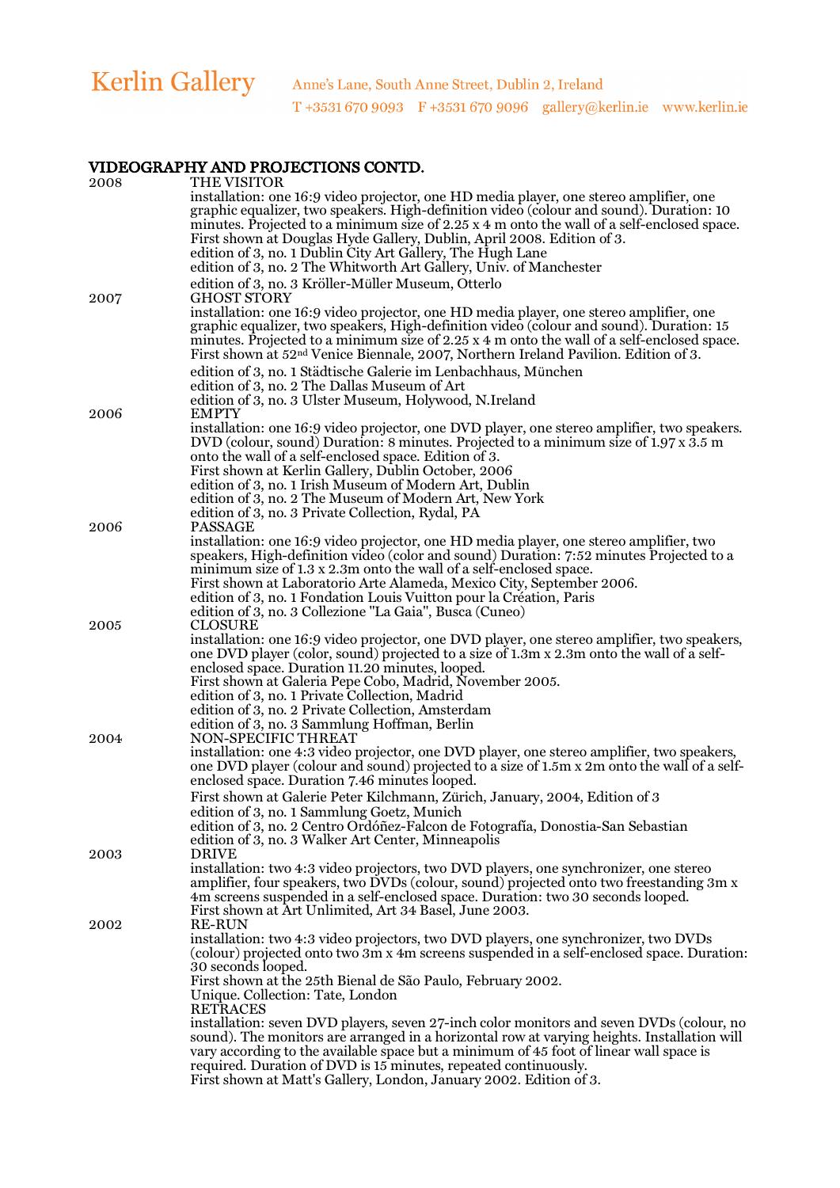## VIDEOGRAPHY AND PROJECTIONS CONTD.

**2008**

THE VISITOR

installation: one 16:9 video projector, one HD media player, one stereo amplifier, one graphic equalizer, two speakers. High-definition video (colour and sound). Duration: 10 minutes. Projected to a minimum size of 2.25 x 4 m onto the wall of a self-enclosed space.
First shown at Douglas Hyde Gallery, Dublin, April 2008. Edition of 3.
edition of 3, no. 1 Dublin City Art Gallery, The Hugh Lane
edition of 3, no. 2 The Whitworth Art Gallery, Univ. of Manchester
edition of 3, no. 3 Kröller-Müller Museum, Otterlo

**2007**

GHOST STORY

installation: one 16:9 video projector, one HD media player, one stereo amplifier, one graphic equalizer, two speakers, High-definition video (colour and sound). Duration: 15 minutes. Projected to a minimum size of 2.25 x 4 m onto the wall of a self-enclosed space.
First shown at 52nd Venice Biennale, 2007, Northern Ireland Pavilion. Edition of 3.
edition of 3, no. 1 Städtische Galerie im Lenbachhaus, München
edition of 3, no. 2 The Dallas Museum of Art
edition of 3, no. 3 Ulster Museum, Holywood, N.Ireland

**2006**

EMPTY

installation: one 16:9 video projector, one DVD player, one stereo amplifier, two speakers. DVD (colour, sound) Duration: 8 minutes. Projected to a minimum size of 1.97 x 3.5 m onto the wall of a self-enclosed space. Edition of 3.
First shown at Kerlin Gallery, Dublin October, 2006
edition of 3, no. 1 Irish Museum of Modern Art, Dublin
edition of 3, no. 2 The Museum of Modern Art, New York
edition of 3, no. 3 Private Collection, Rydal, PA

**2006**

PASSAGE

installation: one 16:9 video projector, one HD media player, one stereo amplifier, two speakers, High-definition video (color and sound) Duration: 7:52 minutes Projected to a minimum size of 1.3 x 2.3m onto the wall of a self-enclosed space.
First shown at Laboratorio Arte Alameda, Mexico City, September 2006.
edition of 3, no. 1 Fondation Louis Vuitton pour la Création, Paris
edition of 3, no. 3 Collezione "La Gaia", Busca (Cuneo)

**2005**

CLOSURE

installation: one 16:9 video projector, one DVD player, one stereo amplifier, two speakers, one DVD player (color, sound) projected to a size of 1.3m x 2.3m onto the wall of a self-enclosed space. Duration 11.20 minutes, looped.
First shown at Galeria Pepe Cobo, Madrid, November 2005.
edition of 3, no. 1 Private Collection, Madrid
edition of 3, no. 2 Private Collection, Amsterdam
edition of 3, no. 3 Sammlung Hoffman, Berlin

**2004**

NON-SPECIFIC THREAT

installation: one 4:3 video projector, one DVD player, one stereo amplifier, two speakers, one DVD player (colour and sound) projected to a size of 1.5m x 2m onto the wall of a self-enclosed space. Duration 7.46 minutes looped.
First shown at Galerie Peter Kilchmann, Zürich, January, 2004, Edition of 3
edition of 3, no. 1 Sammlung Goetz, Munich
edition of 3, no. 2 Centro Ordóñez-Falcon de Fotografía, Donostia-San Sebastian
edition of 3, no. 3 Walker Art Center, Minneapolis

**2003**

DRIVE

installation: two 4:3 video projectors, two DVD players, one synchronizer, one stereo amplifier, four speakers, two DVDs (colour, sound) projected onto two freestanding 3m x 4m screens suspended in a self-enclosed space. Duration: two 30 seconds looped.
First shown at Art Unlimited, Art 34 Basel, June 2003.

**2002**

RE-RUN

installation: two 4:3 video projectors, two DVD players, one synchronizer, two DVDs (colour) projected onto two 3m x 4m screens suspended in a self-enclosed space. Duration: 30 seconds looped.
First shown at the 25th Bienal de São Paulo, February 2002.
Unique. Collection: Tate, London

RETRACES

installation: seven DVD players, seven 27-inch color monitors and seven DVDs (colour, no sound). The monitors are arranged in a horizontal row at varying heights. Installation will vary according to the available space but a minimum of 45 foot of linear wall space is required. Duration of DVD is 15 minutes, repeated continuously.
First shown at Matt's Gallery, London, January 2002. Edition of 3.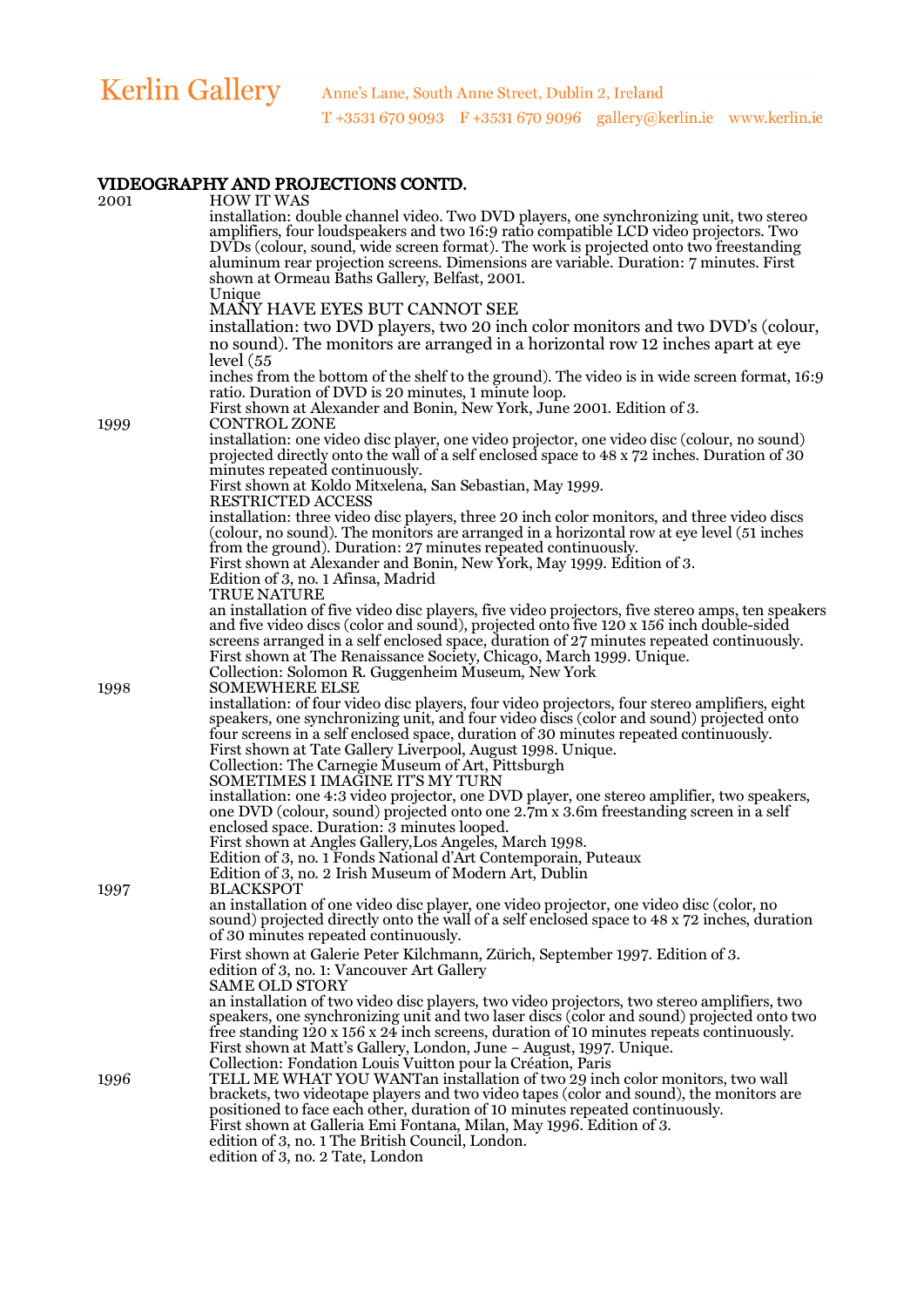## VIDEOGRAPHY AND PROJECTIONS CONTD.

**2001**

HOW IT WAS
installation: double channel video. Two DVD players, one synchronizing unit, two stereo amplifiers, four loudspeakers and two 16:9 ratio compatible LCD video projectors. Two DVDs (colour, sound, wide screen format). The work is projected onto two freestanding aluminum rear projection screens. Dimensions are variable. Duration: 7 minutes. First shown at Ormeau Baths Gallery, Belfast, 2001.
Unique

MANY HAVE EYES BUT CANNOT SEE
installation: two DVD players, two 20 inch color monitors and two DVD's (colour, no sound). The monitors are arranged in a horizontal row 12 inches apart at eye level (55
inches from the bottom of the shelf to the ground). The video is in wide screen format, 16:9 ratio. Duration of DVD is 20 minutes, 1 minute loop.
First shown at Alexander and Bonin, New York, June 2001. Edition of 3.

**1999**

CONTROL ZONE
installation: one video disc player, one video projector, one video disc (colour, no sound) projected directly onto the wall of a self enclosed space to 48 x 72 inches. Duration of 30 minutes repeated continuously.
First shown at Koldo Mitxelena, San Sebastian, May 1999.

RESTRICTED ACCESS
installation: three video disc players, three 20 inch color monitors, and three video discs (colour, no sound). The monitors are arranged in a horizontal row at eye level (51 inches from the ground). Duration: 27 minutes repeated continuously.
First shown at Alexander and Bonin, New York, May 1999. Edition of 3.
Edition of 3, no. 1 Afinsa, Madrid

TRUE NATURE
an installation of five video disc players, five video projectors, five stereo amps, ten speakers and five video discs (color and sound), projected onto five 120 x 156 inch double-sided screens arranged in a self enclosed space, duration of 27 minutes repeated continuously.
First shown at The Renaissance Society, Chicago, March 1999. Unique.
Collection: Solomon R. Guggenheim Museum, New York

**1998**

SOMEWHERE ELSE
installation: of four video disc players, four video projectors, four stereo amplifiers, eight speakers, one synchronizing unit, and four video discs (color and sound) projected onto four screens in a self enclosed space, duration of 30 minutes repeated continuously.
First shown at Tate Gallery Liverpool, August 1998. Unique.
Collection: The Carnegie Museum of Art, Pittsburgh

SOMETIMES I IMAGINE IT'S MY TURN
installation: one 4:3 video projector, one DVD player, one stereo amplifier, two speakers, one DVD (colour, sound) projected onto one 2.7m x 3.6m freestanding screen in a self enclosed space. Duration: 3 minutes looped.
First shown at Angles Gallery,Los Angeles, March 1998.
Edition of 3, no. 1 Fonds National d'Art Contemporain, Puteaux
Edition of 3, no. 2 Irish Museum of Modern Art, Dublin

**1997**

BLACKSPOT
an installation of one video disc player, one video projector, one video disc (color, no sound) projected directly onto the wall of a self enclosed space to 48 x 72 inches, duration of 30 minutes repeated continuously.
First shown at Galerie Peter Kilchmann, Zürich, September 1997. Edition of 3.
edition of 3, no. 1: Vancouver Art Gallery

SAME OLD STORY
an installation of two video disc players, two video projectors, two stereo amplifiers, two speakers, one synchronizing unit and two laser discs (color and sound) projected onto two free standing 120 x 156 x 24 inch screens, duration of 10 minutes repeats continuously.
First shown at Matt's Gallery, London, June – August, 1997. Unique.
Collection: Fondation Louis Vuitton pour la Création, Paris

**1996**

TELL ME WHAT YOU WANTan installation of two 29 inch color monitors, two wall brackets, two videotape players and two video tapes (color and sound), the monitors are positioned to face each other, duration of 10 minutes repeated continuously.
First shown at Galleria Emi Fontana, Milan, May 1996. Edition of 3.
edition of 3, no. 1 The British Council, London.
edition of 3, no. 2 Tate, London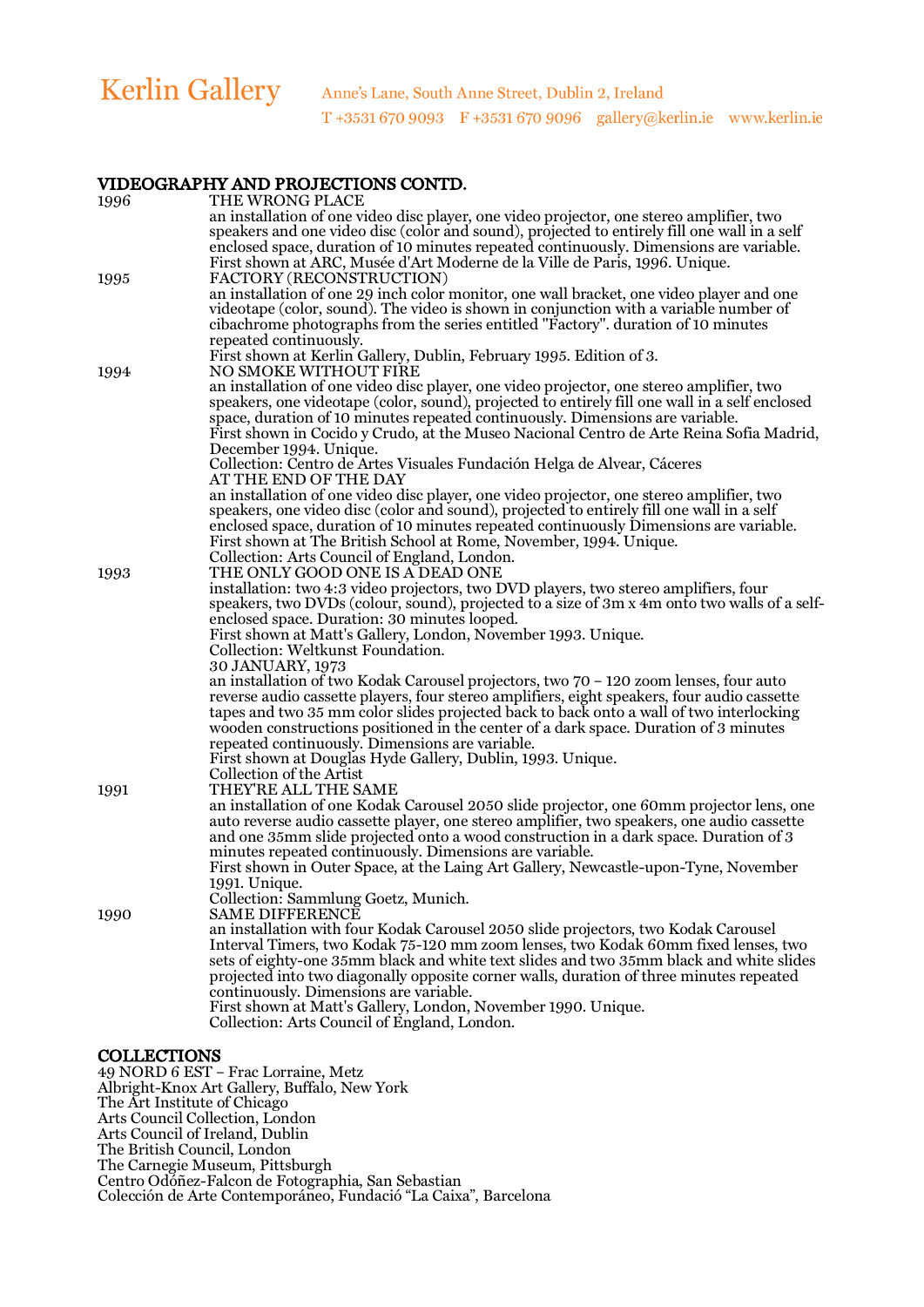## VIDEOGRAPHY AND PROJECTIONS CONTD.

**1996**

THE WRONG PLACE
an installation of one video disc player, one video projector, one stereo amplifier, two speakers and one video disc (color and sound), projected to entirely fill one wall in a self enclosed space, duration of 10 minutes repeated continuously. Dimensions are variable.
First shown at ARC, Musée d'Art Moderne de la Ville de Paris, 1996. Unique.

**1995**

FACTORY (RECONSTRUCTION)
an installation of one 29 inch color monitor, one wall bracket, one video player and one videotape (color, sound). The video is shown in conjunction with a variable number of cibachrome photographs from the series entitled "Factory". duration of 10 minutes repeated continuously.
First shown at Kerlin Gallery, Dublin, February 1995. Edition of 3.

**1994**

NO SMOKE WITHOUT FIRE
an installation of one video disc player, one video projector, one stereo amplifier, two speakers, one videotape (color, sound), projected to entirely fill one wall in a self enclosed space, duration of 10 minutes repeated continuously. Dimensions are variable.
First shown in Cocido y Crudo, at the Museo Nacional Centro de Arte Reina Sofia Madrid, December 1994. Unique.
Collection: Centro de Artes Visuales Fundación Helga de Alvear, Cáceres

AT THE END OF THE DAY
an installation of one video disc player, one video projector, one stereo amplifier, two speakers, one video disc (color and sound), projected to entirely fill one wall in a self enclosed space, duration of 10 minutes repeated continuously Dimensions are variable.
First shown at The British School at Rome, November, 1994. Unique.
Collection: Arts Council of England, London.

**1993**

THE ONLY GOOD ONE IS A DEAD ONE
installation: two 4:3 video projectors, two DVD players, two stereo amplifiers, four speakers, two DVDs (colour, sound), projected to a size of 3m x 4m onto two walls of a self-enclosed space. Duration: 30 minutes looped.
First shown at Matt's Gallery, London, November 1993. Unique.
Collection: Weltkunst Foundation.

30 JANUARY, 1973
an installation of two Kodak Carousel projectors, two 70 – 120 zoom lenses, four auto reverse audio cassette players, four stereo amplifiers, eight speakers, four audio cassette tapes and two 35 mm color slides projected back to back onto a wall of two interlocking wooden constructions positioned in the center of a dark space. Duration of 3 minutes repeated continuously. Dimensions are variable.
First shown at Douglas Hyde Gallery, Dublin, 1993. Unique.
Collection of the Artist

**1991**

THEY'RE ALL THE SAME
an installation of one Kodak Carousel 2050 slide projector, one 60mm projector lens, one auto reverse audio cassette player, one stereo amplifier, two speakers, one audio cassette and one 35mm slide projected onto a wood construction in a dark space. Duration of 3 minutes repeated continuously. Dimensions are variable.
First shown in Outer Space, at the Laing Art Gallery, Newcastle-upon-Tyne, November 1991. Unique.
Collection: Sammlung Goetz, Munich.

**1990**

SAME DIFFERENCE
an installation with four Kodak Carousel 2050 slide projectors, two Kodak Carousel Interval Timers, two Kodak 75-120 mm zoom lenses, two Kodak 60mm fixed lenses, two sets of eighty-one 35mm black and white text slides and two 35mm black and white slides projected into two diagonally opposite corner walls, duration of three minutes repeated continuously. Dimensions are variable.
First shown at Matt's Gallery, London, November 1990. Unique.
Collection: Arts Council of England, London.

## COLLECTIONS

49 NORD 6 EST – Frac Lorraine, Metz
Albright-Knox Art Gallery, Buffalo, New York
The Art Institute of Chicago
Arts Council Collection, London
Arts Council of Ireland, Dublin
The British Council, London
The Carnegie Museum, Pittsburgh
Centro Odóñez-Falcon de Fotographia, San Sebastian
Colección de Arte Contemporáneo, Fundació "La Caixa", Barcelona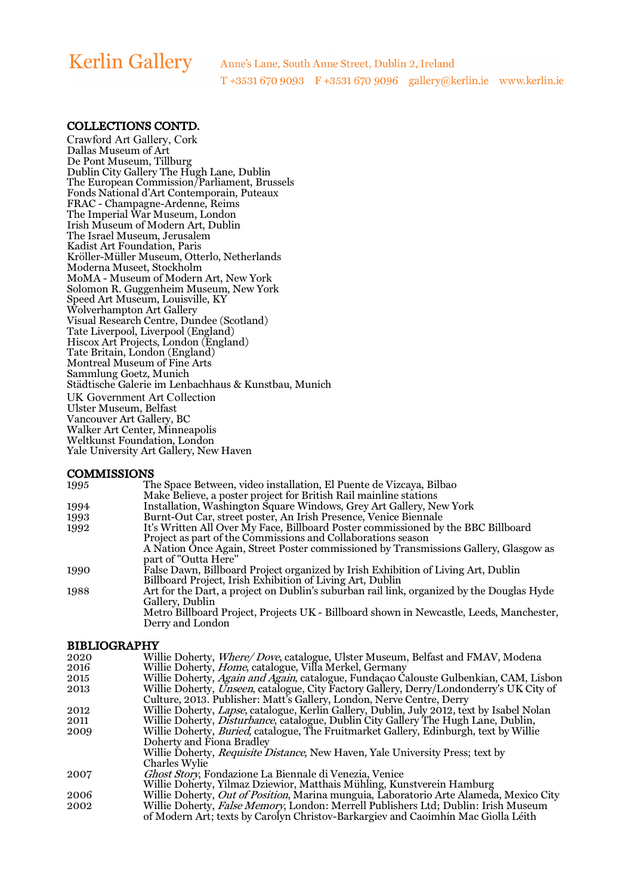## COLLECTIONS CONTD.

Crawford Art Gallery, Cork
Dallas Museum of Art
De Pont Museum, Tillburg
Dublin City Gallery The Hugh Lane, Dublin
The European Commission/Parliament, Brussels
Fonds National d'Art Contemporain, Puteaux
FRAC - Champagne-Ardenne, Reims
The Imperial War Museum, London
Irish Museum of Modern Art, Dublin
The Israel Museum, Jerusalem
Kadist Art Foundation, Paris
Kröller-Müller Museum, Otterlo, Netherlands
Moderna Museet, Stockholm
MoMA - Museum of Modern Art, New York
Solomon R. Guggenheim Museum, New York
Speed Art Museum, Louisville, KY
Wolverhampton Art Gallery
Visual Research Centre, Dundee (Scotland)
Tate Liverpool, Liverpool (England)
Hiscox Art Projects, London (England)
Tate Britain, London (England)
Montreal Museum of Fine Arts
Sammlung Goetz, Munich
Städtische Galerie im Lenbachhaus & Kunstbau, Munich
UK Government Art Collection
Ulster Museum, Belfast
Vancouver Art Gallery, BC
Walker Art Center, Minneapolis
Weltkunst Foundation, London
Yale University Art Gallery, New Haven

## COMMISSIONS

| | |
|---|---|
| 1995 | The Space Between, video installation, El Puente de Vizcaya, Bilbao |
| | Make Believe, a poster project for British Rail mainline stations |
| 1994 | Installation, Washington Square Windows, Grey Art Gallery, New York |
| 1993 | Burnt-Out Car, street poster, An Irish Presence, Venice Biennale |
| 1992 | It's Written All Over My Face, Billboard Poster commissioned by the BBC Billboard Project as part of the Commissions and Collaborations season |
| | A Nation Once Again, Street Poster commissioned by Transmissions Gallery, Glasgow as part of "Outta Here" |
| 1990 | False Dawn, Billboard Project organized by Irish Exhibition of Living Art, Dublin |
| | Billboard Project, Irish Exhibition of Living Art, Dublin |
| 1988 | Art for the Dart, a project on Dublin's suburban rail link, organized by the Douglas Hyde Gallery, Dublin |
| | Metro Billboard Project, Projects UK - Billboard shown in Newcastle, Leeds, Manchester, Derry and London |

## BIBLIOGRAPHY

| | |
|---|---|
| 2020 | Willie Doherty, *Where/ Dove*, catalogue, Ulster Museum, Belfast and FMAV, Modena |
| 2016 | Willie Doherty, *Home*, catalogue, Villa Merkel, Germany |
| 2015 | Willie Doherty, *Again and Again*, catalogue, Fundaçao Calouste Gulbenkian, CAM, Lisbon |
| 2013 | Willie Doherty, *Unseen*, catalogue, City Factory Gallery, Derry/Londonderry's UK City of Culture, 2013. Publisher: Matt's Gallery, London, Nerve Centre, Derry |
| 2012 | Willie Doherty, *Lapse*, catalogue, Kerlin Gallery, Dublin, July 2012, text by Isabel Nolan |
| 2011 | Willie Doherty, *Disturbance*, catalogue, Dublin City Gallery The Hugh Lane, Dublin, |
| 2009 | Willie Doherty, *Buried*, catalogue, The Fruitmarket Gallery, Edinburgh, text by Willie Doherty and Fiona Bradley |
| | Willie Doherty, *Requisite Distance*, New Haven, Yale University Press; text by Charles Wylie |
| 2007 | *Ghost Story*, Fondazione La Biennale di Venezia, Venice |
| | Willie Doherty, Yilmaz Dziewior, Matthais Mühling, Kunstverein Hamburg |
| 2006 | Willie Doherty, *Out of Position*, Marina munguia, Laboratorio Arte Alameda, Mexico City |
| 2002 | Willie Doherty, *False Memory*, London: Merrell Publishers Ltd; Dublin: Irish Museum of Modern Art; texts by Carolyn Christov-Barkargiev and Caoimhín Mac Giolla Léith |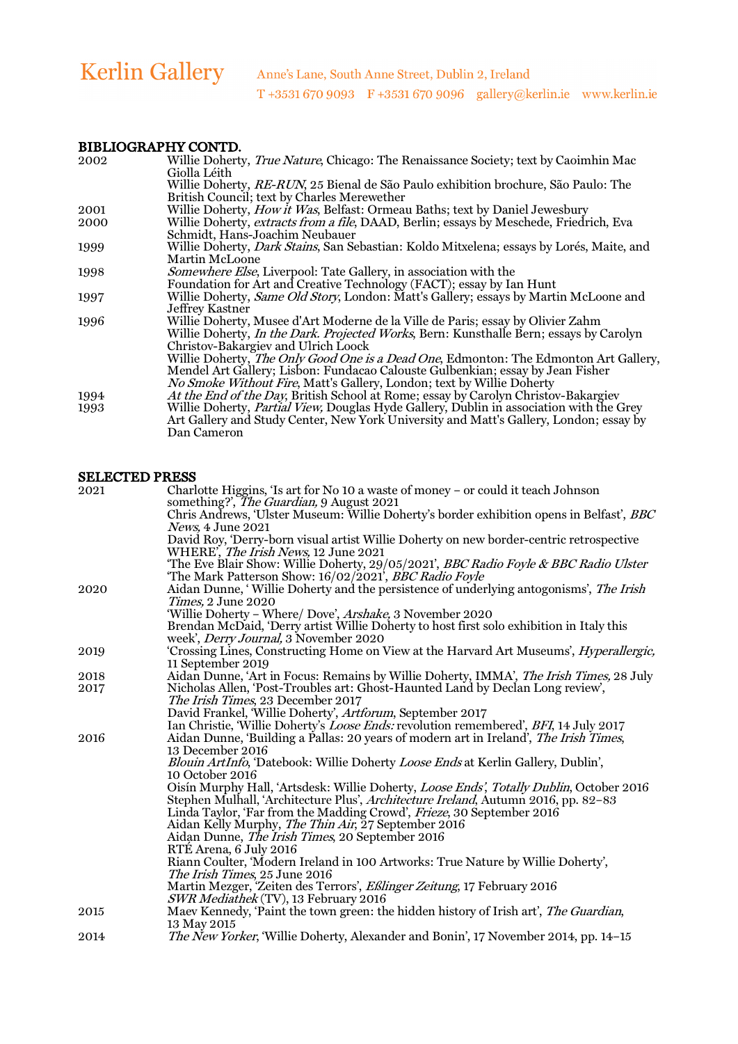## BIBLIOGRAPHY CONTD.

| | |
|---|---|
| 2002 | Willie Doherty, *True Nature*, Chicago: The Renaissance Society; text by Caoimhin Mac Giolla Léith |
| | Willie Doherty, *RE-RUN*, 25 Bienal de São Paulo exhibition brochure, São Paulo: The British Council; text by Charles Merewether |
| 2001 | Willie Doherty, *How it Was*, Belfast: Ormeau Baths; text by Daniel Jewesbury |
| 2000 | Willie Doherty, *extracts from a file*, DAAD, Berlin; essays by Meschede, Friedrich, Eva Schmidt, Hans-Joachim Neubauer |
| 1999 | Willie Doherty, *Dark Stains*, San Sebastian: Koldo Mitxelena; essays by Lorés, Maite, and Martin McLoone |
| 1998 | *Somewhere Else*, Liverpool: Tate Gallery, in association with the Foundation for Art and Creative Technology (FACT); essay by Ian Hunt |
| 1997 | Willie Doherty, *Same Old Story*, London: Matt's Gallery; essays by Martin McLoone and Jeffrey Kastner |
| 1996 | Willie Doherty, Musee d'Art Moderne de la Ville de Paris; essay by Olivier Zahm |
| | Willie Doherty, *In the Dark. Projected Works*, Bern: Kunsthalle Bern; essays by Carolyn Christov-Bakargiev and Ulrich Loock |
| | Willie Doherty, *The Only Good One is a Dead One*, Edmonton: The Edmonton Art Gallery, Mendel Art Gallery; Lisbon: Fundacao Calouste Gulbenkian; essay by Jean Fisher |
| | *No Smoke Without Fire*, Matt's Gallery, London; text by Willie Doherty |
| 1994 | *At the End of the Day*, British School at Rome; essay by Carolyn Christov-Bakargiev |
| 1993 | Willie Doherty, *Partial View,* Douglas Hyde Gallery, Dublin in association with the Grey Art Gallery and Study Center, New York University and Matt's Gallery, London; essay by Dan Cameron |

## SELECTED PRESS

| | |
|---|---|
| 2021 | Charlotte Higgins, 'Is art for No 10 a waste of money – or could it teach Johnson something?', *The Guardian,* 9 August 2021 |
| | Chris Andrews, 'Ulster Museum: Willie Doherty's border exhibition opens in Belfast', *BBC News,* 4 June 2021 |
| | David Roy, 'Derry-born visual artist Willie Doherty on new border-centric retrospective WHERE', *The Irish News,* 12 June 2021 |
| | 'The Eve Blair Show: Willie Doherty, 29/05/2021', *BBC Radio Foyle & BBC Radio Ulster* |
| | 'The Mark Patterson Show: 16/02/2021', *BBC Radio Foyle* |
| 2020 | Aidan Dunne, ' Willie Doherty and the persistence of underlying antogonisms', *The Irish Times,* 2 June 2020 |
| | 'Willie Doherty – Where/ Dove', *Arshake,* 3 November 2020 |
| | Brendan McDaid, 'Derry artist Willie Doherty to host first solo exhibition in Italy this week', *Derry Journal,* 3 November 2020 |
| 2019 | 'Crossing Lines, Constructing Home on View at the Harvard Art Museums', *Hyperallergic,* 11 September 2019 |
| 2018 | Aidan Dunne, 'Art in Focus: Remains by Willie Doherty, IMMA', *The Irish Times,* 28 July |
| 2017 | Nicholas Allen, 'Post-Troubles art: Ghost-Haunted Land by Declan Long review', *The Irish Times*, 23 December 2017 |
| | David Frankel, 'Willie Doherty', *Artforum*, September 2017 |
| | Ian Christie, 'Willie Doherty's *Loose Ends:* revolution remembered', *BFI*, 14 July 2017 |
| 2016 | Aidan Dunne, 'Building a Pallas: 20 years of modern art in Ireland', *The Irish Times*, 13 December 2016 |
| | *Blouin ArtInfo*, 'Datebook: Willie Doherty *Loose Ends* at Kerlin Gallery, Dublin', 10 October 2016 |
| | Oisín Murphy Hall, 'Artsdesk: Willie Doherty, *Loose Ends*', *Totally Dublin*, October 2016 |
| | Stephen Mulhall, 'Architecture Plus', *Architecture Ireland*, Autumn 2016, pp. 82–83 |
| | Linda Taylor, 'Far from the Madding Crowd', *Frieze*, 30 September 2016 |
| | Aidan Kelly Murphy, *The Thin Air*, 27 September 2016 |
| | Aidan Dunne, *The Irish Times*, 20 September 2016 |
| | RTÉ Arena, 6 July 2016 |
| | Riann Coulter, 'Modern Ireland in 100 Artworks: True Nature by Willie Doherty', *The Irish Times*, 25 June 2016 |
| | Martin Mezger, 'Zeiten des Terrors', *Eßlinger Zeitung*, 17 February 2016 |
| | *SWR Mediathek* (TV), 13 February 2016 |
| 2015 | Maev Kennedy, 'Paint the town green: the hidden history of Irish art', *The Guardian*, 13 May 2015 |
| 2014 | *The New Yorker*, 'Willie Doherty, Alexander and Bonin', 17 November 2014, pp. 14–15 |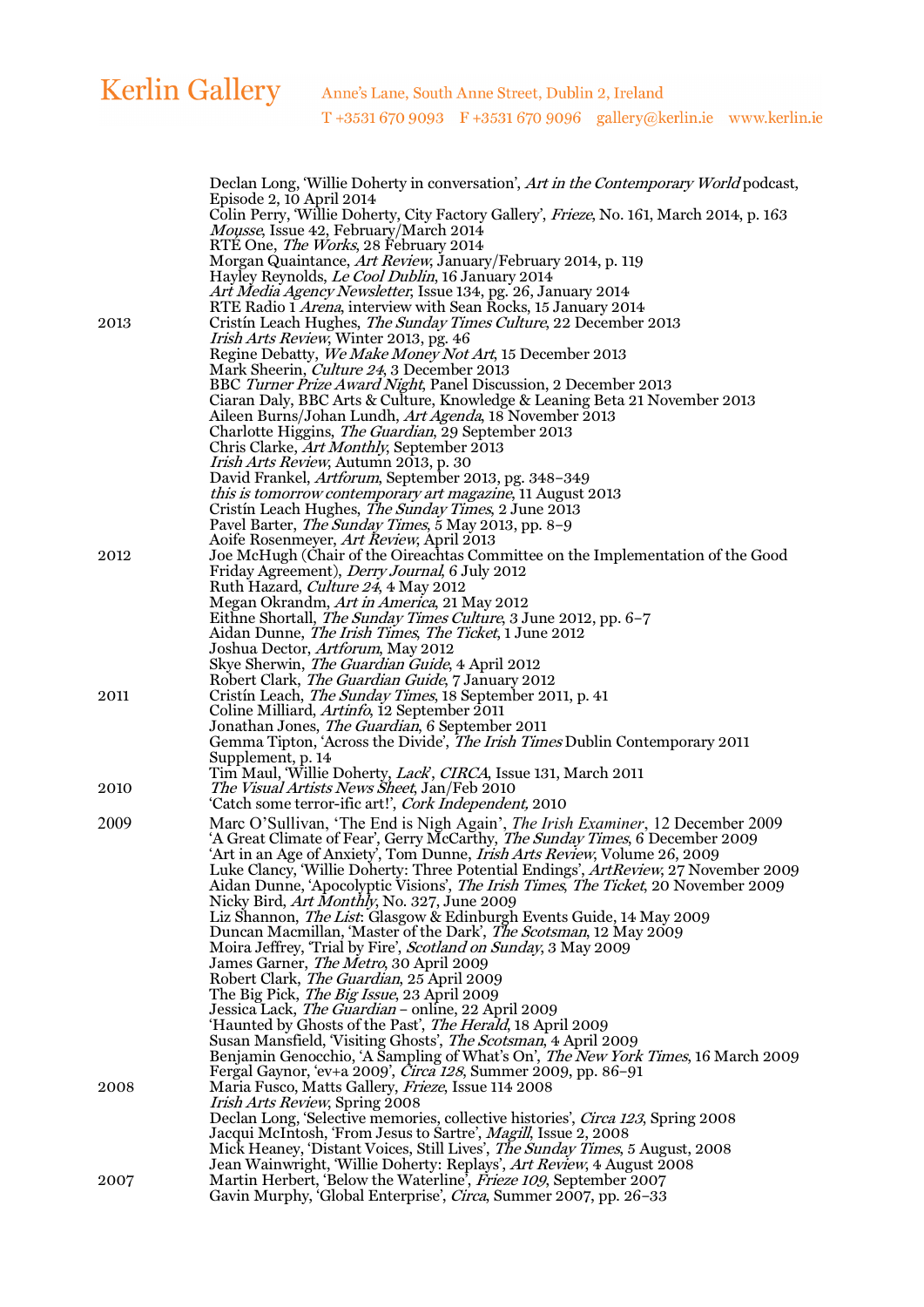Declan Long, 'Willie Doherty in conversation', *Art in the Contemporary World* podcast, Episode 2, 10 April 2014
Colin Perry, 'Willie Doherty, City Factory Gallery', *Frieze*, No. 161, March 2014, p. 163
*Mousse*, Issue 42, February/March 2014
RTÉ One, *The Works*, 28 February 2014
Morgan Quaintance, *Art Review*, January/February 2014, p. 119
Hayley Reynolds, *Le Cool Dublin*, 16 January 2014
*Art Media Agency Newsletter*, Issue 134, pg. 26, January 2014
RTE Radio 1 *Arena*, interview with Sean Rocks, 15 January 2014

**2013**

Cristín Leach Hughes, *The Sunday Times Culture*, 22 December 2013
*Irish Arts Review*, Winter 2013, pg. 46
Regine Debatty, *We Make Money Not Art*, 15 December 2013
Mark Sheerin, *Culture 24*, 3 December 2013
BBC *Turner Prize Award Night*, Panel Discussion, 2 December 2013
Ciaran Daly, BBC Arts & Culture, Knowledge & Leaning Beta 21 November 2013
Aileen Burns/Johan Lundh, *Art Agenda*, 18 November 2013
Charlotte Higgins, *The Guardian*, 29 September 2013
Chris Clarke, *Art Monthly*, September 2013
*Irish Arts Review*, Autumn 2013, p. 30
David Frankel, *Artforum*, September 2013, pg. 348–349
*this is tomorrow contemporary art magazine*, 11 August 2013
Cristín Leach Hughes, *The Sunday Times*, 2 June 2013
Pavel Barter, *The Sunday Times*, 5 May 2013, pp. 8–9
Aoife Rosenmeyer, *Art Review*, April 2013

**2012**

Joe McHugh (Chair of the Oireachtas Committee on the Implementation of the Good Friday Agreement), *Derry Journal*, 6 July 2012
Ruth Hazard, *Culture 24*, 4 May 2012
Megan Okrandm, *Art in America*, 21 May 2012
Eithne Shortall, *The Sunday Times Culture*, 3 June 2012, pp. 6–7
Aidan Dunne, *The Irish Times*, *The Ticket*, 1 June 2012
Joshua Dector, *Artforum*, May 2012
Skye Sherwin, *The Guardian Guide*, 4 April 2012
Robert Clark, *The Guardian Guide*, 7 January 2012

**2011**

Cristín Leach, *The Sunday Times*, 18 September 2011, p. 41
Coline Milliard, *Artinfo*, 12 September 2011
Jonathan Jones, *The Guardian*, 6 September 2011
Gemma Tipton, 'Across the Divide', *The Irish Times* Dublin Contemporary 2011 Supplement, p. 14
Tim Maul, 'Willie Doherty, *Lack*', *CIRCA*, Issue 131, March 2011

**2010**

*The Visual Artists News Sheet*, Jan/Feb 2010
'Catch some terror-ific art!', *Cork Independent,* 2010

**2009**

Marc O'Sullivan, 'The End is Nigh Again', *The Irish Examiner*, 12 December 2009
'A Great Climate of Fear', Gerry McCarthy, *The Sunday Times*, 6 December 2009
'Art in an Age of Anxiety', Tom Dunne, *Irish Arts Review*, Volume 26, 2009
Luke Clancy, 'Willie Doherty: Three Potential Endings', *ArtReview*, 27 November 2009
Aidan Dunne, 'Apocolyptic Visions', *The Irish Times*, *The Ticket*, 20 November 2009
Nicky Bird, *Art Monthly*, No. 327, June 2009
Liz Shannon, *The List*: Glasgow & Edinburgh Events Guide, 14 May 2009
Duncan Macmillan, 'Master of the Dark', *The Scotsman*, 12 May 2009
Moira Jeffrey, 'Trial by Fire', *Scotland on Sunday*, 3 May 2009
James Garner, *The Metro*, 30 April 2009
Robert Clark, *The Guardian*, 25 April 2009
The Big Pick, *The Big Issue*, 23 April 2009
Jessica Lack, *The Guardian* – online, 22 April 2009
'Haunted by Ghosts of the Past', *The Herald*, 18 April 2009
Susan Mansfield, 'Visiting Ghosts', *The Scotsman*, 4 April 2009
Benjamin Genocchio, 'A Sampling of What's On', *The New York Times*, 16 March 2009
Fergal Gaynor, 'ev+a 2009', *Circa 128*, Summer 2009, pp. 86–91

**2008**

Maria Fusco, Matts Gallery, *Frieze*, Issue 114 2008
*Irish Arts Review*, Spring 2008
Declan Long, 'Selective memories, collective histories', *Circa 123*, Spring 2008
Jacqui McIntosh, 'From Jesus to Sartre', *Magill*, Issue 2, 2008
Mick Heaney, 'Distant Voices, Still Lives', *The Sunday Times*, 5 August, 2008
Jean Wainwright, 'Willie Doherty: Replays', *Art Review*, 4 August 2008

**2007**

Martin Herbert, 'Below the Waterline', *Frieze 109*, September 2007
Gavin Murphy, 'Global Enterprise', *Circa*, Summer 2007, pp. 26–33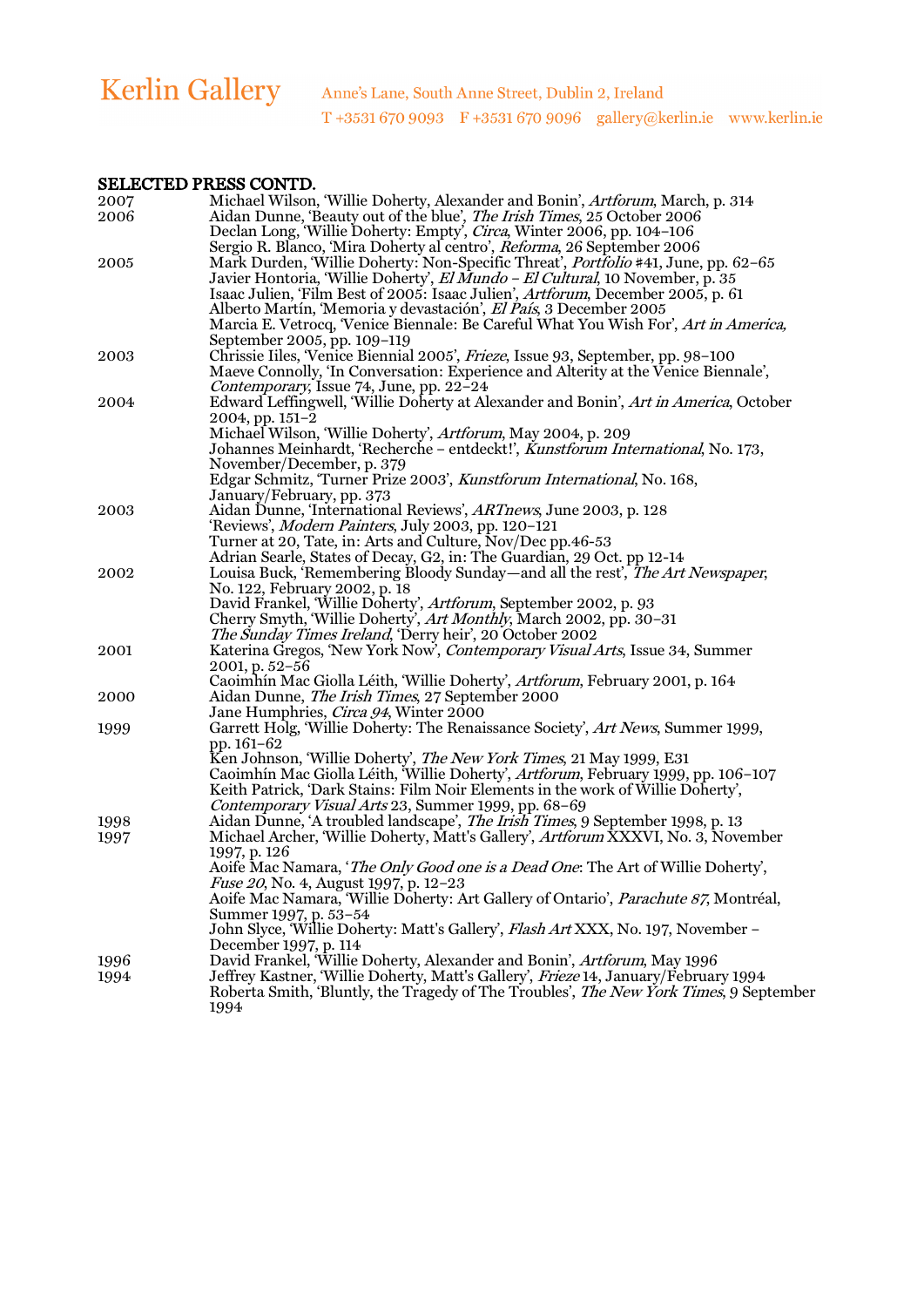## SELECTED PRESS CONTD.

| | |
|---|---|
| 2007 | Michael Wilson, 'Willie Doherty, Alexander and Bonin', *Artforum*, March, p. 314 |
| 2006 | Aidan Dunne, 'Beauty out of the blue', *The Irish Times*, 25 October 2006 |
| | Declan Long, 'Willie Doherty: Empty', *Circa*, Winter 2006, pp. 104–106 |
| | Sergio R. Blanco, 'Mira Doherty al centro', *Reforma*, 26 September 2006 |
| 2005 | Mark Durden, 'Willie Doherty: Non-Specific Threat', *Portfolio* #41, June, pp. 62–65 |
| | Javier Hontoria, 'Willie Doherty', *El Mundo – El Cultural*, 10 November, p. 35 |
| | Isaac Julien, 'Film Best of 2005: Isaac Julien', *Artforum*, December 2005, p. 61 |
| | Alberto Martín, 'Memoria y devastación', *El País*, 3 December 2005 |
| | Marcia E. Vetrocq, 'Venice Biennale: Be Careful What You Wish For', *Art in America,* September 2005, pp. 109–119 |
| 2003 | Chrissie Iles, 'Venice Biennial 2005', *Frieze*, Issue 93, September, pp. 98–100 |
| | Maeve Connolly, 'In Conversation: Experience and Alterity at the Venice Biennale', *Contemporary,* Issue 74, June, pp. 22–24 |
| 2004 | Edward Leffingwell, 'Willie Doherty at Alexander and Bonin', *Art in America*, October 2004, pp. 151–2 |
| | Michael Wilson, 'Willie Doherty', *Artforum*, May 2004, p. 209 |
| | Johannes Meinhardt, 'Recherche – entdeckt!', *Kunstforum International*, No. 173, November/December, p. 379 |
| | Edgar Schmitz, 'Turner Prize 2003', *Kunstforum International*, No. 168, January/February, pp. 373 |
| 2003 | Aidan Dunne, 'International Reviews', *ARTnews*, June 2003, p. 128 |
| | 'Reviews', *Modern Painters*, July 2003, pp. 120–121 |
| | Turner at 20, Tate, in: Arts and Culture, Nov/Dec pp.46-53 |
| | Adrian Searle, States of Decay, G2, in: The Guardian, 29 Oct. pp 12-14 |
| 2002 | Louisa Buck, 'Remembering Bloody Sunday—and all the rest', *The Art Newspaper*, No. 122, February 2002, p. 18 |
| | David Frankel, 'Willie Doherty', *Artforum*, September 2002, p. 93 |
| | Cherry Smyth, 'Willie Doherty', *Art Monthly*, March 2002, pp. 30–31 |
| | *The Sunday Times Ireland*, 'Derry heir', 20 October 2002 |
| 2001 | Katerina Gregos, 'New York Now', *Contemporary Visual Arts*, Issue 34, Summer 2001, p. 52–56 |
| | Caoimhín Mac Giolla Léith, 'Willie Doherty', *Artforum*, February 2001, p. 164 |
| 2000 | Aidan Dunne, *The Irish Times*, 27 September 2000 |
| | Jane Humphries, *Circa 94*, Winter 2000 |
| 1999 | Garrett Holg, 'Willie Doherty: The Renaissance Society', *Art News*, Summer 1999, pp. 161–62 |
| | Ken Johnson, 'Willie Doherty', *The New York Times*, 21 May 1999, E31 |
| | Caoimhín Mac Giolla Léith, 'Willie Doherty', *Artforum*, February 1999, pp. 106–107 |
| | Keith Patrick, 'Dark Stains: Film Noir Elements in the work of Willie Doherty', *Contemporary Visual Arts* 23, Summer 1999, pp. 68–69 |
| 1998 | Aidan Dunne, 'A troubled landscape', *The Irish Times*, 9 September 1998, p. 13 |
| 1997 | Michael Archer, 'Willie Doherty, Matt's Gallery', *Artforum* XXXVI, No. 3, November 1997, p. 126 |
| | Aoife Mac Namara, '*The Only Good one is a Dead One*: The Art of Willie Doherty', *Fuse 20*, No. 4, August 1997, p. 12–23 |
| | Aoife Mac Namara, 'Willie Doherty: Art Gallery of Ontario', *Parachute 87*, Montréal, Summer 1997, p. 53–54 |
| | John Slyce, 'Willie Doherty: Matt's Gallery', *Flash Art* XXX, No. 197, November – December 1997, p. 114 |
| 1996 | David Frankel, 'Willie Doherty, Alexander and Bonin', *Artforum*, May 1996 |
| 1994 | Jeffrey Kastner, 'Willie Doherty, Matt's Gallery', *Frieze* 14, January/February 1994 |
| | Roberta Smith, 'Bluntly, the Tragedy of The Troubles', *The New York Times*, 9 September 1994 |